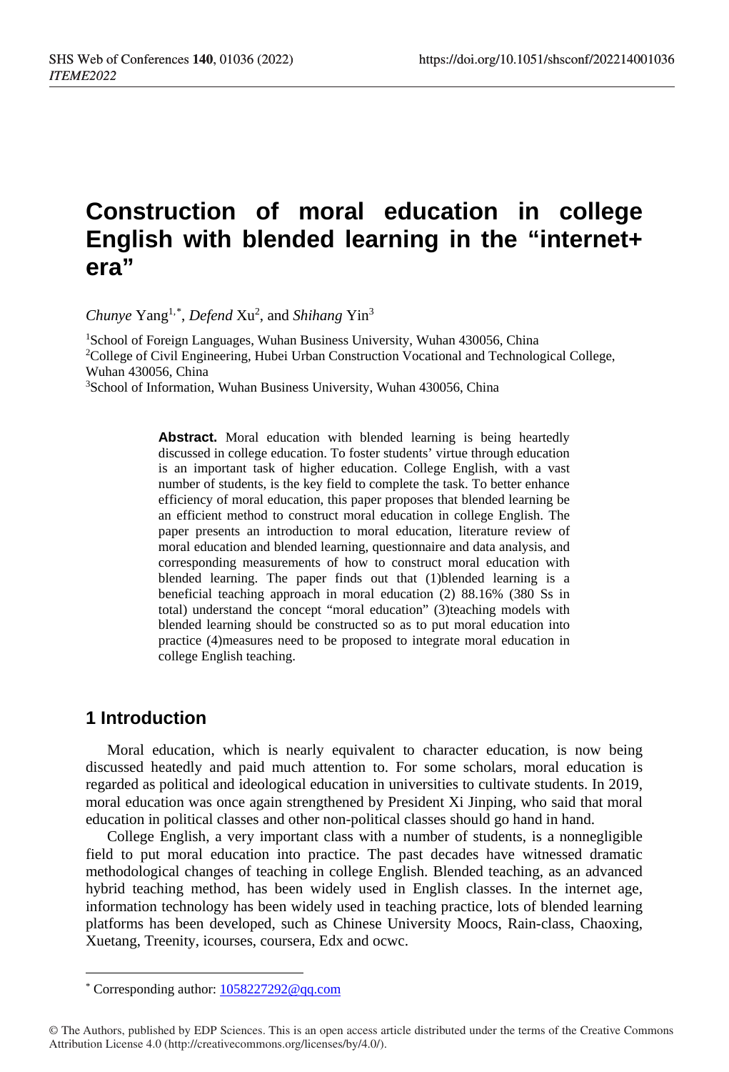# Construction of moral education in college English with blended learning in the "internet+ era"

*Chunye* Yang[1,*], *Defend* Xu[2], and *Shihang* Yin[3]

[1]School of Foreign Languages, Wuhan Business University, Wuhan 430056, China
[2]College of Civil Engineering, Hubei Urban Construction Vocational and Technological College, Wuhan 430056, China
[3]School of Information, Wuhan Business University, Wuhan 430056, China

**Abstract.** Moral education with blended learning is being heartedly discussed in college education. To foster students' virtue through education is an important task of higher education. College English, with a vast number of students, is the key field to complete the task. To better enhance efficiency of moral education, this paper proposes that blended learning be an efficient method to construct moral education in college English. The paper presents an introduction to moral education, literature review of moral education and blended learning, questionnaire and data analysis, and corresponding measurements of how to construct moral education with blended learning. The paper finds out that (1)blended learning is a beneficial teaching approach in moral education (2) 88.16% (380 Ss in total) understand the concept "moral education" (3)teaching models with blended learning should be constructed so as to put moral education into practice (4)measures need to be proposed to integrate moral education in college English teaching.

## 1 Introduction

Moral education, which is nearly equivalent to character education, is now being discussed heatedly and paid much attention to. For some scholars, moral education is regarded as political and ideological education in universities to cultivate students. In 2019, moral education was once again strengthened by President Xi Jinping, who said that moral education in political classes and other non-political classes should go hand in hand.

College English, a very important class with a number of students, is a nonnegligible field to put moral education into practice. The past decades have witnessed dramatic methodological changes of teaching in college English. Blended teaching, as an advanced hybrid teaching method, has been widely used in English classes. In the internet age, information technology has been widely used in teaching practice, lots of blended learning platforms has been developed, such as Chinese University Moocs, Rain-class, Chaoxing, Xuetang, Treenity, icourses, coursera, Edx and ocwc.

* Corresponding author: 1058227292@qq.com

© The Authors, published by EDP Sciences. This is an open access article distributed under the terms of the Creative Commons Attribution License 4.0 (http://creativecommons.org/licenses/by/4.0/).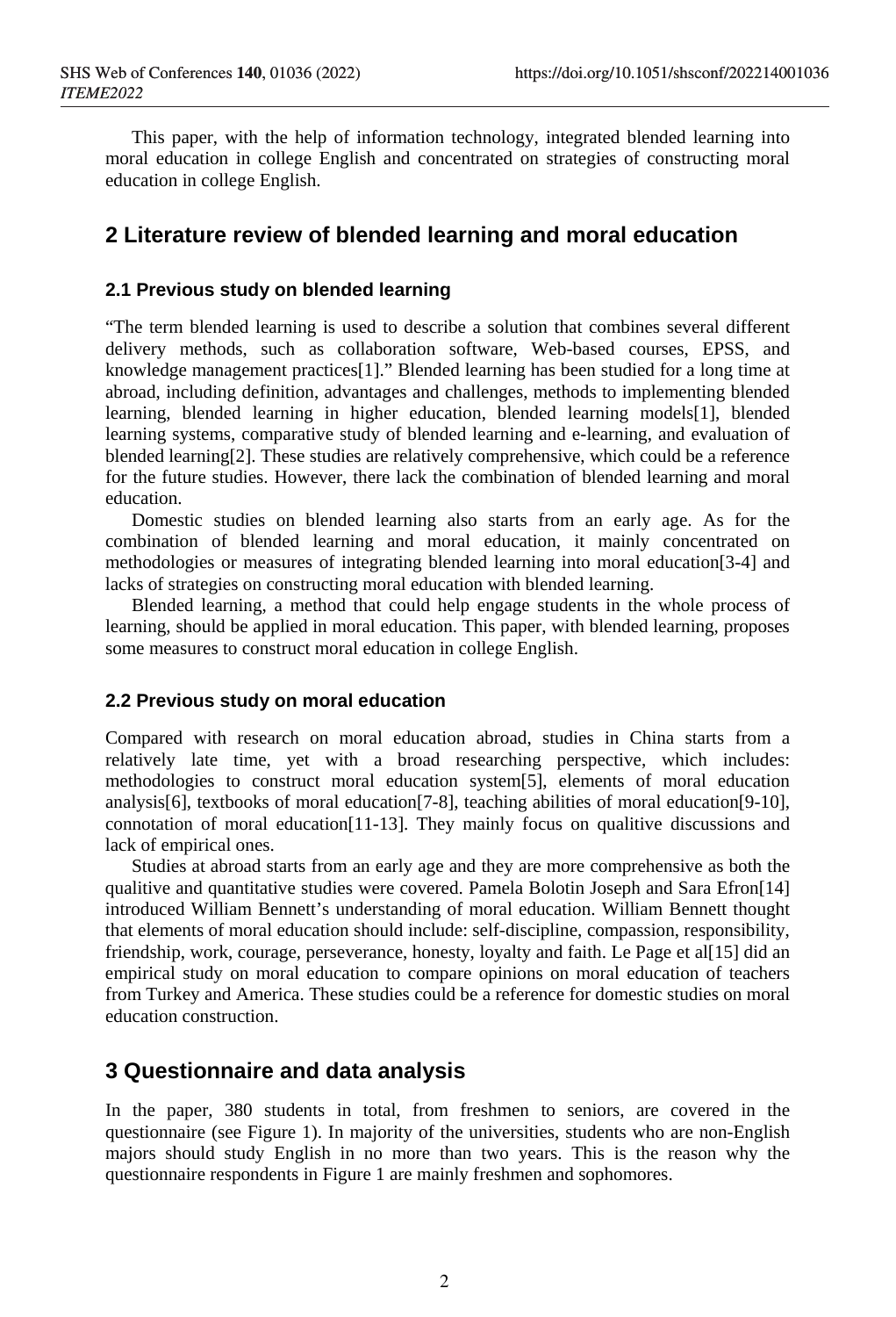This paper, with the help of information technology, integrated blended learning into moral education in college English and concentrated on strategies of constructing moral education in college English.

## 2 Literature review of blended learning and moral education

### 2.1 Previous study on blended learning

"The term blended learning is used to describe a solution that combines several different delivery methods, such as collaboration software, Web-based courses, EPSS, and knowledge management practices[1]." Blended learning has been studied for a long time at abroad, including definition, advantages and challenges, methods to implementing blended learning, blended learning in higher education, blended learning models[1], blended learning systems, comparative study of blended learning and e-learning, and evaluation of blended learning[2]. These studies are relatively comprehensive, which could be a reference for the future studies. However, there lack the combination of blended learning and moral education.

Domestic studies on blended learning also starts from an early age. As for the combination of blended learning and moral education, it mainly concentrated on methodologies or measures of integrating blended learning into moral education[3-4] and lacks of strategies on constructing moral education with blended learning.

Blended learning, a method that could help engage students in the whole process of learning, should be applied in moral education. This paper, with blended learning, proposes some measures to construct moral education in college English.

### 2.2 Previous study on moral education

Compared with research on moral education abroad, studies in China starts from a relatively late time, yet with a broad researching perspective, which includes: methodologies to construct moral education system[5], elements of moral education analysis[6], textbooks of moral education[7-8], teaching abilities of moral education[9-10], connotation of moral education[11-13]. They mainly focus on qualitive discussions and lack of empirical ones.

Studies at abroad starts from an early age and they are more comprehensive as both the qualitive and quantitative studies were covered. Pamela Bolotin Joseph and Sara Efron[14] introduced William Bennett's understanding of moral education. William Bennett thought that elements of moral education should include: self-discipline, compassion, responsibility, friendship, work, courage, perseverance, honesty, loyalty and faith. Le Page et al[15] did an empirical study on moral education to compare opinions on moral education of teachers from Turkey and America. These studies could be a reference for domestic studies on moral education construction.

## 3 Questionnaire and data analysis

In the paper, 380 students in total, from freshmen to seniors, are covered in the questionnaire (see Figure 1). In majority of the universities, students who are non-English majors should study English in no more than two years. This is the reason why the questionnaire respondents in Figure 1 are mainly freshmen and sophomores.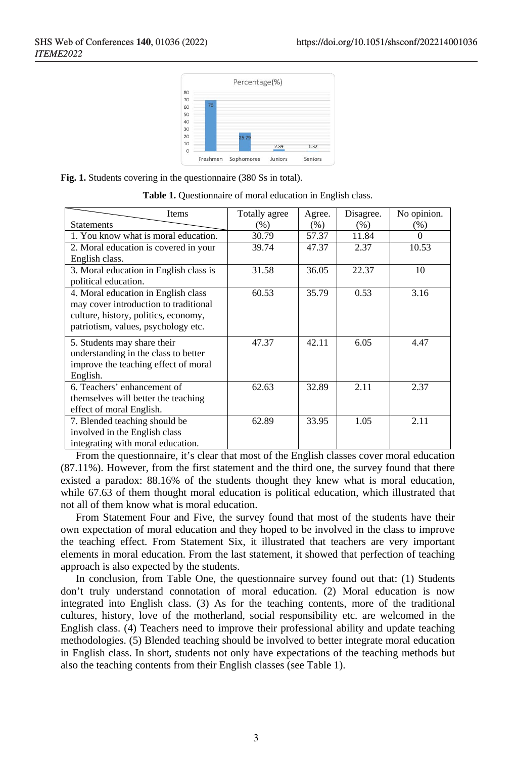Fig. 1. Students covering in the questionnaire (380 Ss in total).

Table 1. Questionnaire of moral education in English class.

| Items / Statements | Totally agree (%) | Agree. (%) | Disagree. (%) | No opinion. (%) |
|---|---|---|---|---|
| 1. You know what is moral education. | 30.79 | 57.37 | 11.84 | 0 |
| 2. Moral education is covered in your English class. | 39.74 | 47.37 | 2.37 | 10.53 |
| 3. Moral education in English class is political education. | 31.58 | 36.05 | 22.37 | 10 |
| 4. Moral education in English class may cover introduction to traditional culture, history, politics, economy, patriotism, values, psychology etc. | 60.53 | 35.79 | 0.53 | 3.16 |
| 5. Students may share their understanding in the class to better improve the teaching effect of moral English. | 47.37 | 42.11 | 6.05 | 4.47 |
| 6. Teachers' enhancement of themselves will better the teaching effect of moral English. | 62.63 | 32.89 | 2.11 | 2.37 |
| 7. Blended teaching should be involved in the English class integrating with moral education. | 62.89 | 33.95 | 1.05 | 2.11 |

From the questionnaire, it's clear that most of the English classes cover moral education (87.11%). However, from the first statement and the third one, the survey found that there existed a paradox: 88.16% of the students thought they knew what is moral education, while 67.63 of them thought moral education is political education, which illustrated that not all of them know what is moral education.

From Statement Four and Five, the survey found that most of the students have their own expectation of moral education and they hoped to be involved in the class to improve the teaching effect. From Statement Six, it illustrated that teachers are very important elements in moral education. From the last statement, it showed that perfection of teaching approach is also expected by the students.

In conclusion, from Table One, the questionnaire survey found out that: (1) Students don't truly understand connotation of moral education. (2) Moral education is now integrated into English class. (3) As for the teaching contents, more of the traditional cultures, history, love of the motherland, social responsibility etc. are welcomed in the English class. (4) Teachers need to improve their professional ability and update teaching methodologies. (5) Blended teaching should be involved to better integrate moral education in English class. In short, students not only have expectations of the teaching methods but also the teaching contents from their English classes (see Table 1).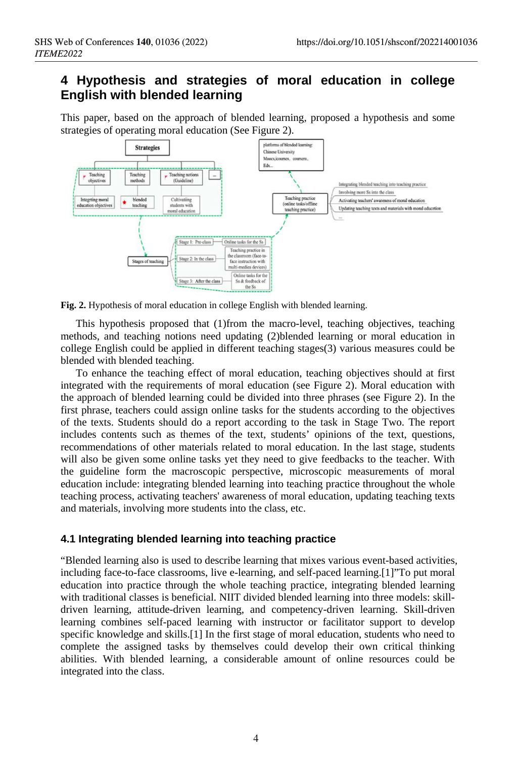## 4 Hypothesis and strategies of moral education in college English with blended learning

This paper, based on the approach of blended learning, proposed a hypothesis and some strategies of operating moral education (See Figure 2).

**Fig. 2.** Hypothesis of moral education in college English with blended learning.

This hypothesis proposed that (1)from the macro-level, teaching objectives, teaching methods, and teaching notions need updating (2)blended learning or moral education in college English could be applied in different teaching stages(3) various measures could be blended with blended teaching.

To enhance the teaching effect of moral education, teaching objectives should at first integrated with the requirements of moral education (see Figure 2). Moral education with the approach of blended learning could be divided into three phrases (see Figure 2). In the first phrase, teachers could assign online tasks for the students according to the objectives of the texts. Students should do a report according to the task in Stage Two. The report includes contents such as themes of the text, students' opinions of the text, questions, recommendations of other materials related to moral education. In the last stage, students will also be given some online tasks yet they need to give feedbacks to the teacher. With the guideline form the macroscopic perspective, microscopic measurements of moral education include: integrating blended learning into teaching practice throughout the whole teaching process, activating teachers' awareness of moral education, updating teaching texts and materials, involving more students into the class, etc.

### 4.1 Integrating blended learning into teaching practice

"Blended learning also is used to describe learning that mixes various event-based activities, including face-to-face classrooms, live e-learning, and self-paced learning.[1]"To put moral education into practice through the whole teaching practice, integrating blended learning with traditional classes is beneficial. NIIT divided blended learning into three models: skill-driven learning, attitude-driven learning, and competency-driven learning. Skill-driven learning combines self-paced learning with instructor or facilitator support to develop specific knowledge and skills.[1] In the first stage of moral education, students who need to complete the assigned tasks by themselves could develop their own critical thinking abilities. With blended learning, a considerable amount of online resources could be integrated into the class.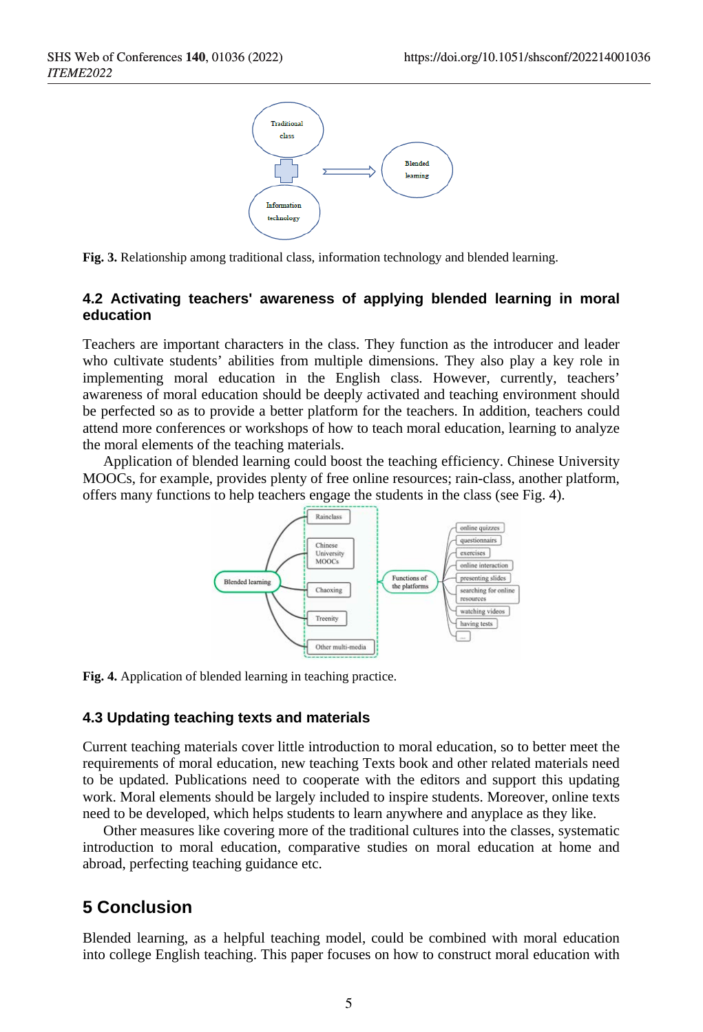**Fig. 3.** Relationship among traditional class, information technology and blended learning.

### 4.2 Activating teachers' awareness of applying blended learning in moral education

Teachers are important characters in the class. They function as the introducer and leader who cultivate students' abilities from multiple dimensions. They also play a key role in implementing moral education in the English class. However, currently, teachers' awareness of moral education should be deeply activated and teaching environment should be perfected so as to provide a better platform for the teachers. In addition, teachers could attend more conferences or workshops of how to teach moral education, learning to analyze the moral elements of the teaching materials.

Application of blended learning could boost the teaching efficiency. Chinese University MOOCs, for example, provides plenty of free online resources; rain-class, another platform, offers many functions to help teachers engage the students in the class (see Fig. 4).

**Fig. 4.** Application of blended learning in teaching practice.

### 4.3 Updating teaching texts and materials

Current teaching materials cover little introduction to moral education, so to better meet the requirements of moral education, new teaching Texts book and other related materials need to be updated. Publications need to cooperate with the editors and support this updating work. Moral elements should be largely included to inspire students. Moreover, online texts need to be developed, which helps students to learn anywhere and anyplace as they like.

Other measures like covering more of the traditional cultures into the classes, systematic introduction to moral education, comparative studies on moral education at home and abroad, perfecting teaching guidance etc.

## 5 Conclusion

Blended learning, as a helpful teaching model, could be combined with moral education into college English teaching. This paper focuses on how to construct moral education with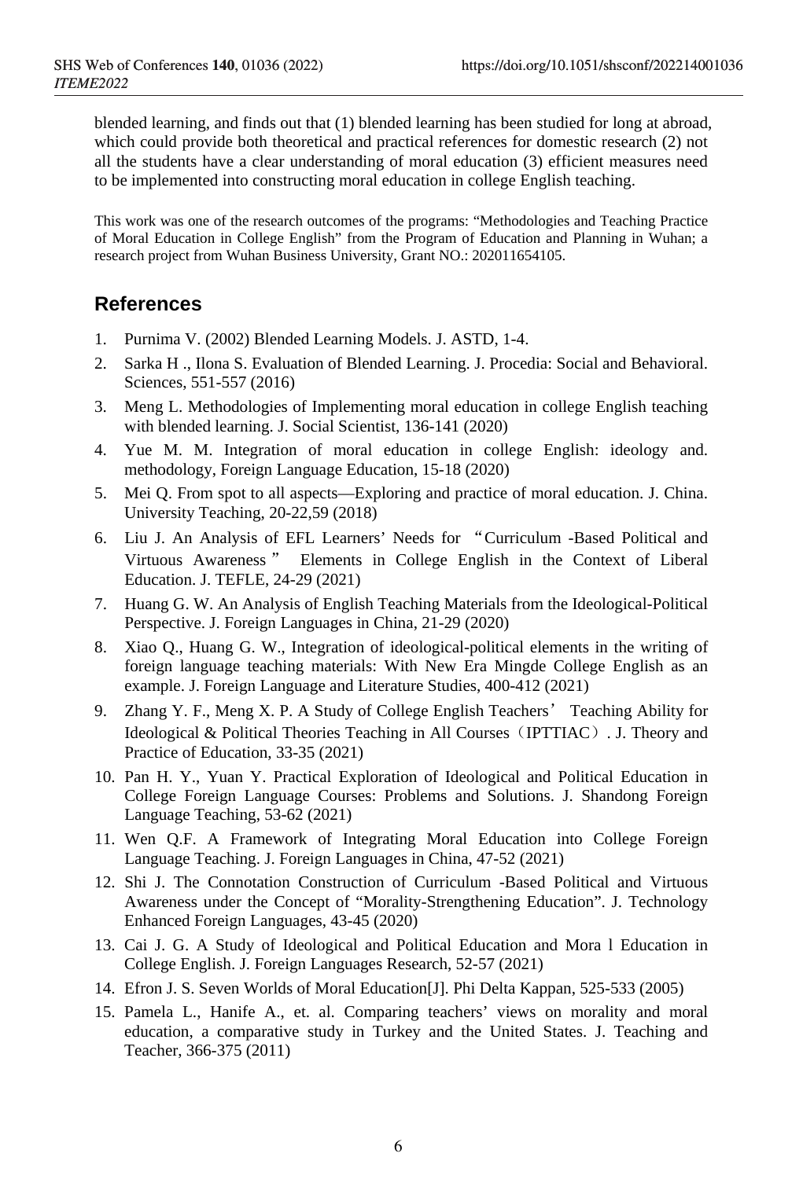blended learning, and finds out that (1) blended learning has been studied for long at abroad, which could provide both theoretical and practical references for domestic research (2) not all the students have a clear understanding of moral education (3) efficient measures need to be implemented into constructing moral education in college English teaching.

This work was one of the research outcomes of the programs: "Methodologies and Teaching Practice of Moral Education in College English" from the Program of Education and Planning in Wuhan; a research project from Wuhan Business University, Grant NO.: 202011654105.

## References

1. Purnima V. (2002) Blended Learning Models. J. ASTD, 1-4.
2. Sarka H ., Ilona S. Evaluation of Blended Learning. J. Procedia: Social and Behavioral. Sciences, 551-557 (2016)
3. Meng L. Methodologies of Implementing moral education in college English teaching with blended learning. J. Social Scientist, 136-141 (2020)
4. Yue M. M. Integration of moral education in college English: ideology and. methodology, Foreign Language Education, 15-18 (2020)
5. Mei Q. From spot to all aspects—Exploring and practice of moral education. J. China. University Teaching, 20-22,59 (2018)
6. Liu J. An Analysis of EFL Learners' Needs for "Curriculum -Based Political and Virtuous Awareness" Elements in College English in the Context of Liberal Education. J. TEFLE, 24-29 (2021)
7. Huang G. W. An Analysis of English Teaching Materials from the Ideological-Political Perspective. J. Foreign Languages in China, 21-29 (2020)
8. Xiao Q., Huang G. W., Integration of ideological-political elements in the writing of foreign language teaching materials: With New Era Mingde College English as an example. J. Foreign Language and Literature Studies, 400-412 (2021)
9. Zhang Y. F., Meng X. P. A Study of College English Teachers' Teaching Ability for Ideological & Political Theories Teaching in All Courses（IPTTIAC）. J. Theory and Practice of Education, 33-35 (2021)
10. Pan H. Y., Yuan Y. Practical Exploration of Ideological and Political Education in College Foreign Language Courses: Problems and Solutions. J. Shandong Foreign Language Teaching, 53-62 (2021)
11. Wen Q.F. A Framework of Integrating Moral Education into College Foreign Language Teaching. J. Foreign Languages in China, 47-52 (2021)
12. Shi J. The Connotation Construction of Curriculum -Based Political and Virtuous Awareness under the Concept of "Morality-Strengthening Education". J. Technology Enhanced Foreign Languages, 43-45 (2020)
13. Cai J. G. A Study of Ideological and Political Education and Mora l Education in College English. J. Foreign Languages Research, 52-57 (2021)
14. Efron J. S. Seven Worlds of Moral Education[J]. Phi Delta Kappan, 525-533 (2005)
15. Pamela L., Hanife A., et. al. Comparing teachers' views on morality and moral education, a comparative study in Turkey and the United States. J. Teaching and Teacher, 366-375 (2011)